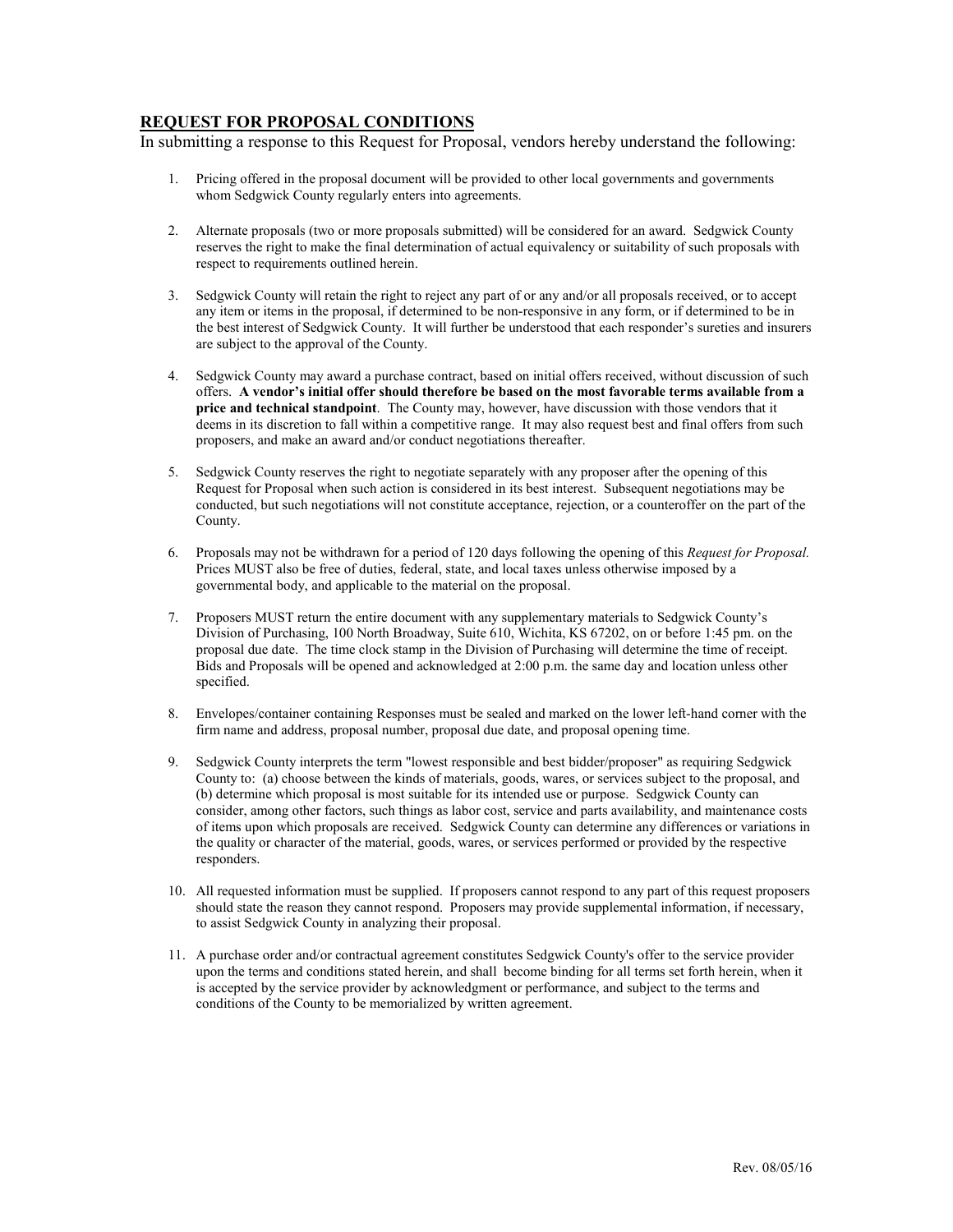## **REQUEST FOR PROPOSAL CONDITIONS**

In submitting a response to this Request for Proposal, vendors hereby understand the following:

1. Pricing offered in the proposal document will be provided to other local governments and governments whom Sedgwick County regularly enters into agreements.

2. Alternate proposals (two or more proposals submitted) will be considered for an award. Sedgwick County reserves the right to make the final determination of actual equivalency or suitability of such proposals with respect to requirements outlined herein.

3. Sedgwick County will retain the right to reject any part of or any and/or all proposals received, or to accept any item or items in the proposal, if determined to be non-responsive in any form, or if determined to be in the best interest of Sedgwick County. It will further be understood that each responder's sureties and insurers are subject to the approval of the County.

4. Sedgwick County may award a purchase contract, based on initial offers received, without discussion of such offers. **A vendor's initial offer should therefore be based on the most favorable terms available from a price and technical standpoint**. The County may, however, have discussion with those vendors that it deems in its discretion to fall within a competitive range. It may also request best and final offers from such proposers, and make an award and/or conduct negotiations thereafter.

5. Sedgwick County reserves the right to negotiate separately with any proposer after the opening of this Request for Proposal when such action is considered in its best interest. Subsequent negotiations may be conducted, but such negotiations will not constitute acceptance, rejection, or a counteroffer on the part of the County.

6. Proposals may not be withdrawn for a period of 120 days following the opening of this *Request for Proposal.* Prices MUST also be free of duties, federal, state, and local taxes unless otherwise imposed by a governmental body, and applicable to the material on the proposal.

7. Proposers MUST return the entire document with any supplementary materials to Sedgwick County's Division of Purchasing, 100 North Broadway, Suite 610, Wichita, KS 67202, on or before 1:45 pm. on the proposal due date. The time clock stamp in the Division of Purchasing will determine the time of receipt. Bids and Proposals will be opened and acknowledged at 2:00 p.m. the same day and location unless other specified.

8. Envelopes/container containing Responses must be sealed and marked on the lower left-hand corner with the firm name and address, proposal number, proposal due date, and proposal opening time.

9. Sedgwick County interprets the term "lowest responsible and best bidder/proposer" as requiring Sedgwick County to: (a) choose between the kinds of materials, goods, wares, or services subject to the proposal, and (b) determine which proposal is most suitable for its intended use or purpose. Sedgwick County can consider, among other factors, such things as labor cost, service and parts availability, and maintenance costs of items upon which proposals are received. Sedgwick County can determine any differences or variations in the quality or character of the material, goods, wares, or services performed or provided by the respective responders.

10. All requested information must be supplied. If proposers cannot respond to any part of this request proposers should state the reason they cannot respond. Proposers may provide supplemental information, if necessary, to assist Sedgwick County in analyzing their proposal.

11. A purchase order and/or contractual agreement constitutes Sedgwick County's offer to the service provider upon the terms and conditions stated herein, and shall become binding for all terms set forth herein, when it is accepted by the service provider by acknowledgment or performance, and subject to the terms and conditions of the County to be memorialized by written agreement.

Rev. 08/05/16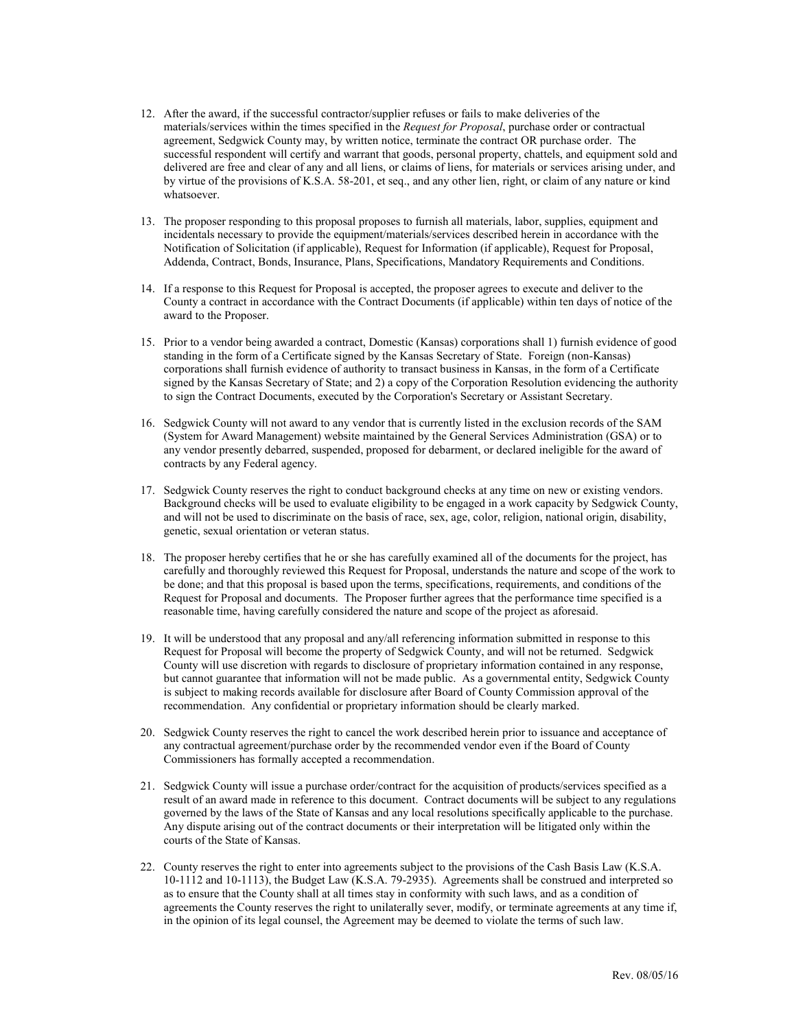12. After the award, if the successful contractor/supplier refuses or fails to make deliveries of the materials/services within the times specified in the *Request for Proposal*, purchase order or contractual agreement, Sedgwick County may, by written notice, terminate the contract OR purchase order. The successful respondent will certify and warrant that goods, personal property, chattels, and equipment sold and delivered are free and clear of any and all liens, or claims of liens, for materials or services arising under, and by virtue of the provisions of K.S.A. 58-201, et seq., and any other lien, right, or claim of any nature or kind whatsoever.

13. The proposer responding to this proposal proposes to furnish all materials, labor, supplies, equipment and incidentals necessary to provide the equipment/materials/services described herein in accordance with the Notification of Solicitation (if applicable), Request for Information (if applicable), Request for Proposal, Addenda, Contract, Bonds, Insurance, Plans, Specifications, Mandatory Requirements and Conditions.

14. If a response to this Request for Proposal is accepted, the proposer agrees to execute and deliver to the County a contract in accordance with the Contract Documents (if applicable) within ten days of notice of the award to the Proposer.

15. Prior to a vendor being awarded a contract, Domestic (Kansas) corporations shall 1) furnish evidence of good standing in the form of a Certificate signed by the Kansas Secretary of State. Foreign (non-Kansas) corporations shall furnish evidence of authority to transact business in Kansas, in the form of a Certificate signed by the Kansas Secretary of State; and 2) a copy of the Corporation Resolution evidencing the authority to sign the Contract Documents, executed by the Corporation's Secretary or Assistant Secretary.

16. Sedgwick County will not award to any vendor that is currently listed in the exclusion records of the SAM (System for Award Management) website maintained by the General Services Administration (GSA) or to any vendor presently debarred, suspended, proposed for debarment, or declared ineligible for the award of contracts by any Federal agency.

17. Sedgwick County reserves the right to conduct background checks at any time on new or existing vendors. Background checks will be used to evaluate eligibility to be engaged in a work capacity by Sedgwick County, and will not be used to discriminate on the basis of race, sex, age, color, religion, national origin, disability, genetic, sexual orientation or veteran status.

18. The proposer hereby certifies that he or she has carefully examined all of the documents for the project, has carefully and thoroughly reviewed this Request for Proposal, understands the nature and scope of the work to be done; and that this proposal is based upon the terms, specifications, requirements, and conditions of the Request for Proposal and documents. The Proposer further agrees that the performance time specified is a reasonable time, having carefully considered the nature and scope of the project as aforesaid.

19. It will be understood that any proposal and any/all referencing information submitted in response to this Request for Proposal will become the property of Sedgwick County, and will not be returned. Sedgwick County will use discretion with regards to disclosure of proprietary information contained in any response, but cannot guarantee that information will not be made public. As a governmental entity, Sedgwick County is subject to making records available for disclosure after Board of County Commission approval of the recommendation. Any confidential or proprietary information should be clearly marked.

20. Sedgwick County reserves the right to cancel the work described herein prior to issuance and acceptance of any contractual agreement/purchase order by the recommended vendor even if the Board of County Commissioners has formally accepted a recommendation.

21. Sedgwick County will issue a purchase order/contract for the acquisition of products/services specified as a result of an award made in reference to this document. Contract documents will be subject to any regulations governed by the laws of the State of Kansas and any local resolutions specifically applicable to the purchase. Any dispute arising out of the contract documents or their interpretation will be litigated only within the courts of the State of Kansas.

22. County reserves the right to enter into agreements subject to the provisions of the Cash Basis Law (K.S.A. 10-1112 and 10-1113), the Budget Law (K.S.A. 79-2935). Agreements shall be construed and interpreted so as to ensure that the County shall at all times stay in conformity with such laws, and as a condition of agreements the County reserves the right to unilaterally sever, modify, or terminate agreements at any time if, in the opinion of its legal counsel, the Agreement may be deemed to violate the terms of such law.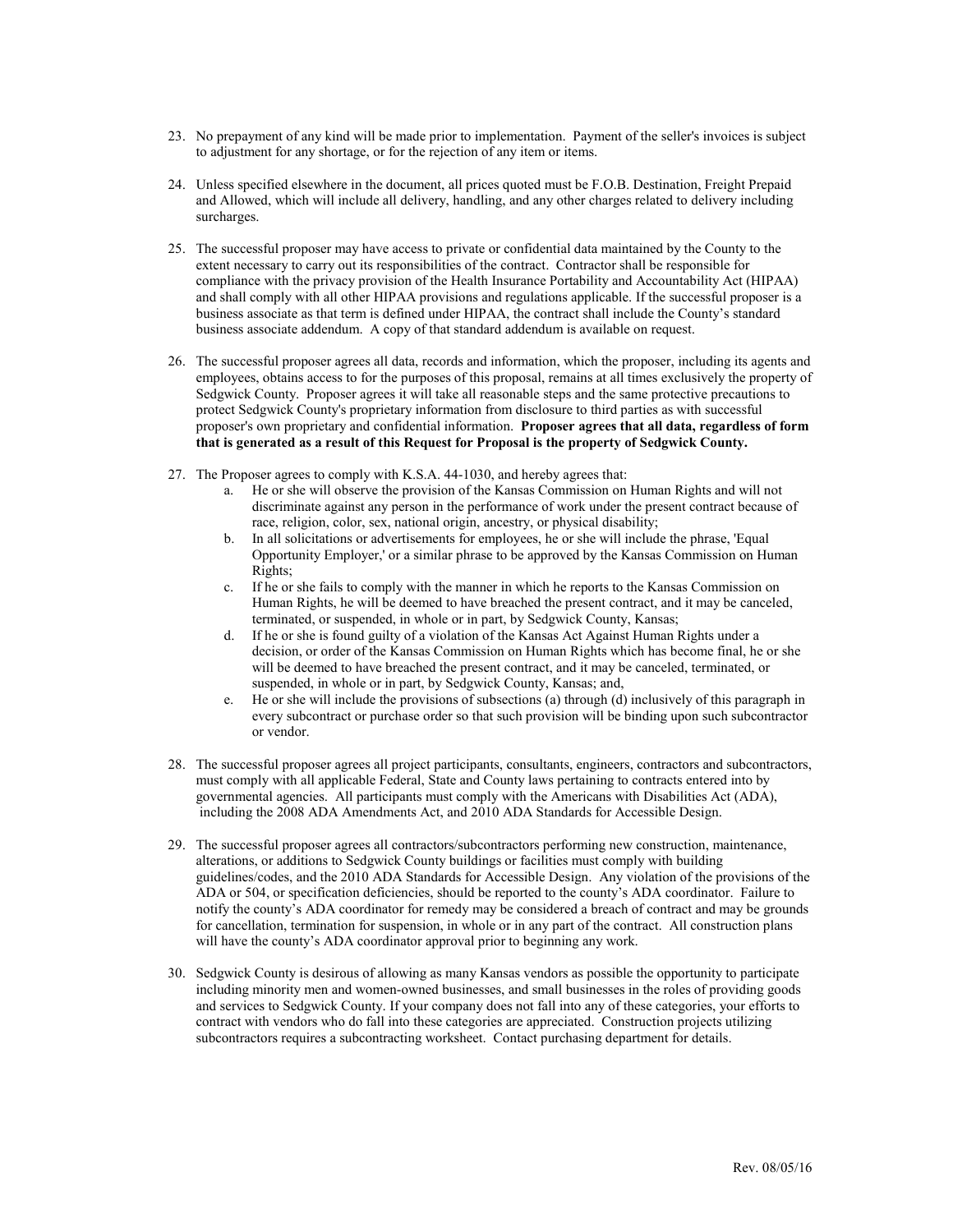23. No prepayment of any kind will be made prior to implementation. Payment of the seller's invoices is subject to adjustment for any shortage, or for the rejection of any item or items.

24. Unless specified elsewhere in the document, all prices quoted must be F.O.B. Destination, Freight Prepaid and Allowed, which will include all delivery, handling, and any other charges related to delivery including surcharges.

25. The successful proposer may have access to private or confidential data maintained by the County to the extent necessary to carry out its responsibilities of the contract. Contractor shall be responsible for compliance with the privacy provision of the Health Insurance Portability and Accountability Act (HIPAA) and shall comply with all other HIPAA provisions and regulations applicable. If the successful proposer is a business associate as that term is defined under HIPAA, the contract shall include the County's standard business associate addendum. A copy of that standard addendum is available on request.

26. The successful proposer agrees all data, records and information, which the proposer, including its agents and employees, obtains access to for the purposes of this proposal, remains at all times exclusively the property of Sedgwick County. Proposer agrees it will take all reasonable steps and the same protective precautions to protect Sedgwick County's proprietary information from disclosure to third parties as with successful proposer's own proprietary and confidential information. **Proposer agrees that all data, regardless of form that is generated as a result of this Request for Proposal is the property of Sedgwick County.**

27. The Proposer agrees to comply with K.S.A. 44-1030, and hereby agrees that:
    a. He or she will observe the provision of the Kansas Commission on Human Rights and will not discriminate against any person in the performance of work under the present contract because of race, religion, color, sex, national origin, ancestry, or physical disability;
    b. In all solicitations or advertisements for employees, he or she will include the phrase, 'Equal Opportunity Employer,' or a similar phrase to be approved by the Kansas Commission on Human Rights;
    c. If he or she fails to comply with the manner in which he reports to the Kansas Commission on Human Rights, he will be deemed to have breached the present contract, and it may be canceled, terminated, or suspended, in whole or in part, by Sedgwick County, Kansas;
    d. If he or she is found guilty of a violation of the Kansas Act Against Human Rights under a decision, or order of the Kansas Commission on Human Rights which has become final, he or she will be deemed to have breached the present contract, and it may be canceled, terminated, or suspended, in whole or in part, by Sedgwick County, Kansas; and,
    e. He or she will include the provisions of subsections (a) through (d) inclusively of this paragraph in every subcontract or purchase order so that such provision will be binding upon such subcontractor or vendor.

28. The successful proposer agrees all project participants, consultants, engineers, contractors and subcontractors, must comply with all applicable Federal, State and County laws pertaining to contracts entered into by governmental agencies. All participants must comply with the Americans with Disabilities Act (ADA), including the 2008 ADA Amendments Act, and 2010 ADA Standards for Accessible Design.

29. The successful proposer agrees all contractors/subcontractors performing new construction, maintenance, alterations, or additions to Sedgwick County buildings or facilities must comply with building guidelines/codes, and the 2010 ADA Standards for Accessible Design. Any violation of the provisions of the ADA or 504, or specification deficiencies, should be reported to the county's ADA coordinator. Failure to notify the county's ADA coordinator for remedy may be considered a breach of contract and may be grounds for cancellation, termination for suspension, in whole or in any part of the contract. All construction plans will have the county's ADA coordinator approval prior to beginning any work.

30. Sedgwick County is desirous of allowing as many Kansas vendors as possible the opportunity to participate including minority men and women-owned businesses, and small businesses in the roles of providing goods and services to Sedgwick County. If your company does not fall into any of these categories, your efforts to contract with vendors who do fall into these categories are appreciated. Construction projects utilizing subcontractors requires a subcontracting worksheet. Contact purchasing department for details.

Rev. 08/05/16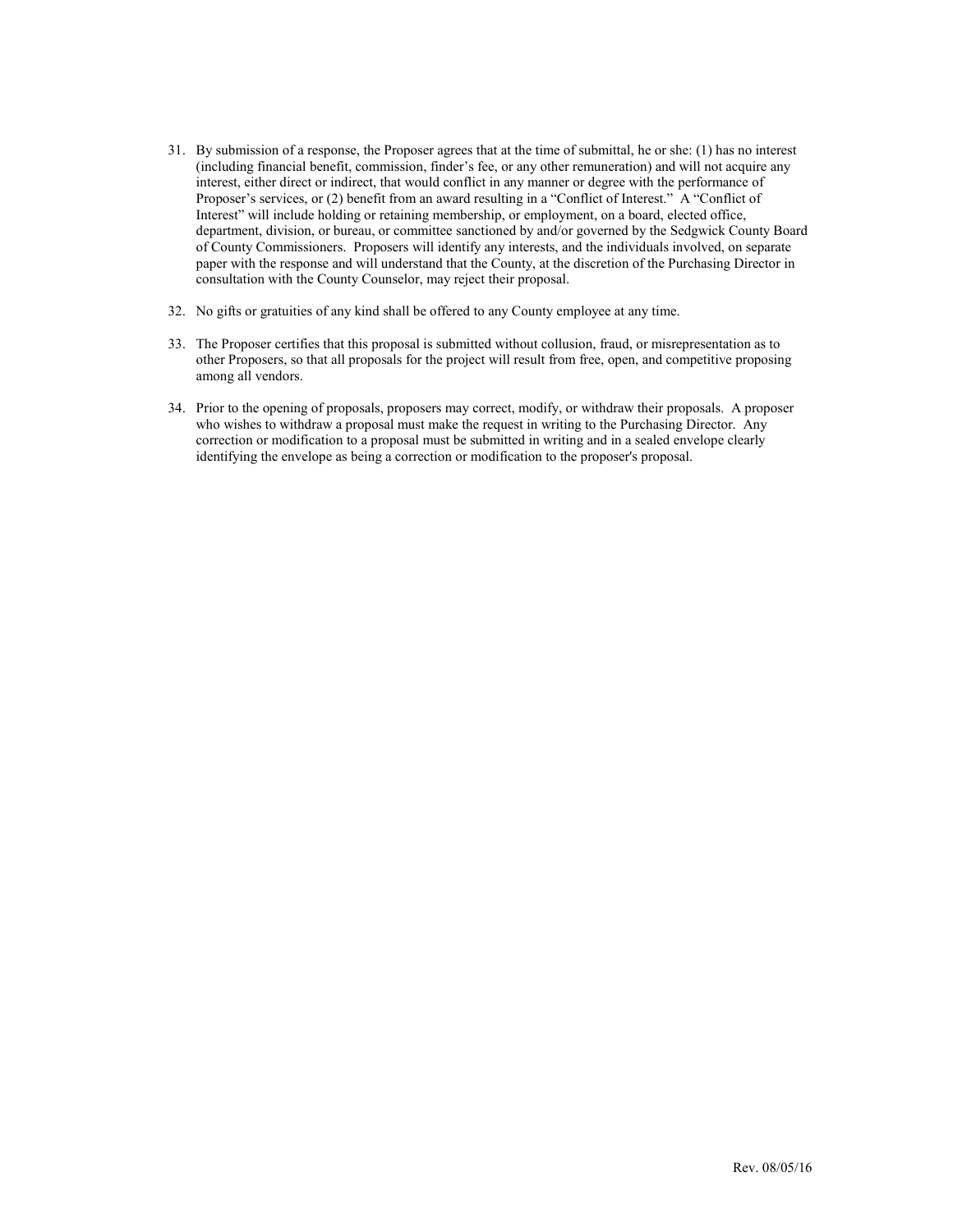31. By submission of a response, the Proposer agrees that at the time of submittal, he or she: (1) has no interest (including financial benefit, commission, finder's fee, or any other remuneration) and will not acquire any interest, either direct or indirect, that would conflict in any manner or degree with the performance of Proposer's services, or (2) benefit from an award resulting in a "Conflict of Interest." A "Conflict of Interest" will include holding or retaining membership, or employment, on a board, elected office, department, division, or bureau, or committee sanctioned by and/or governed by the Sedgwick County Board of County Commissioners. Proposers will identify any interests, and the individuals involved, on separate paper with the response and will understand that the County, at the discretion of the Purchasing Director in consultation with the County Counselor, may reject their proposal.

32. No gifts or gratuities of any kind shall be offered to any County employee at any time.

33. The Proposer certifies that this proposal is submitted without collusion, fraud, or misrepresentation as to other Proposers, so that all proposals for the project will result from free, open, and competitive proposing among all vendors.

34. Prior to the opening of proposals, proposers may correct, modify, or withdraw their proposals. A proposer who wishes to withdraw a proposal must make the request in writing to the Purchasing Director. Any correction or modification to a proposal must be submitted in writing and in a sealed envelope clearly identifying the envelope as being a correction or modification to the proposer's proposal.

Rev. 08/05/16